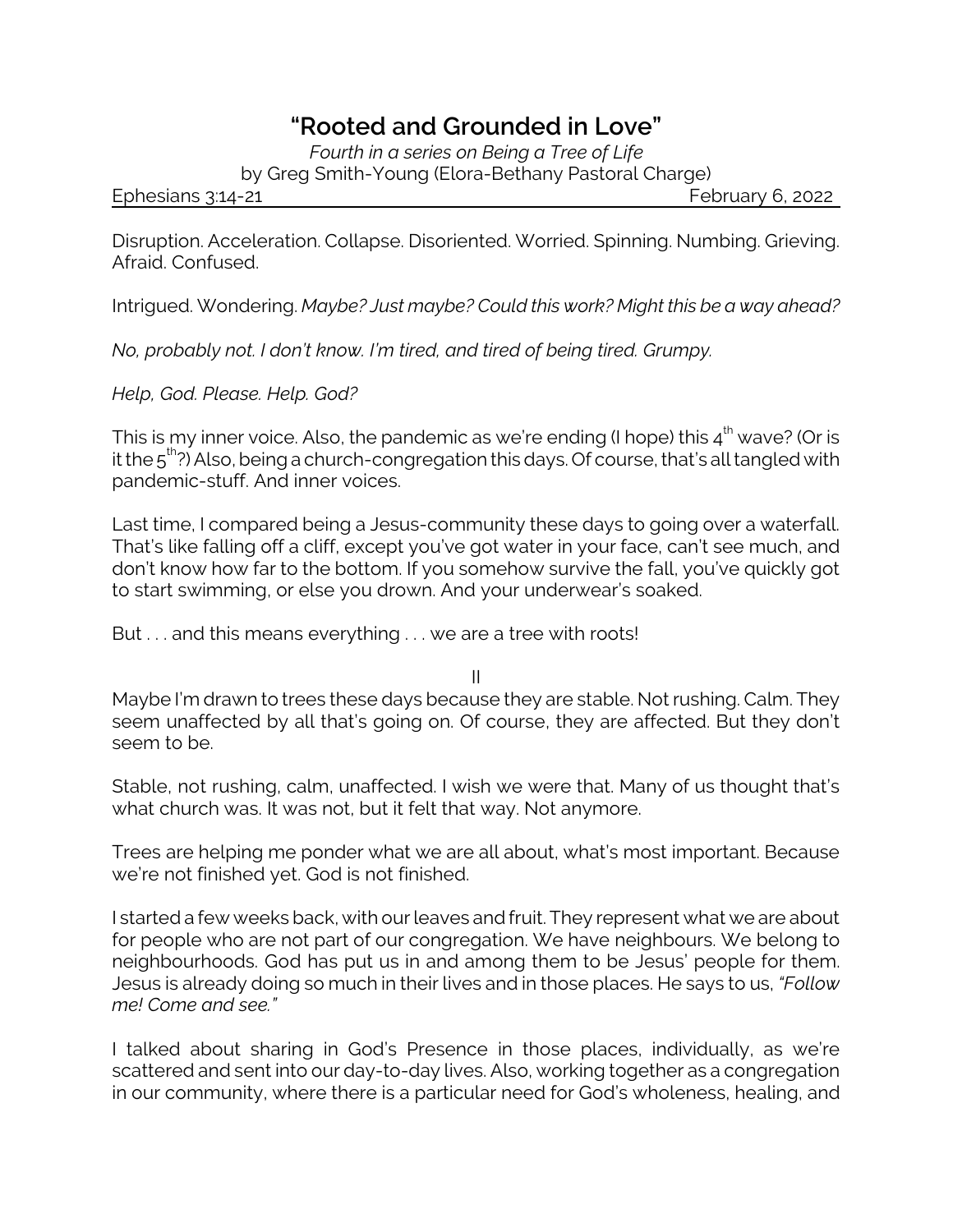# "Rooted and Grounded in Love"

*Fourth in a series on Being a Tree of Life*

by Greg Smith-Young (Elora-Bethany Pastoral Charge)

Ephesians 3:14-21 February 6, 2022

Disruption. Acceleration. Collapse. Disoriented. Worried. Spinning. Numbing. Grieving. Afraid. Confused.

Intrigued. Wondering. *Maybe? Just maybe? Could this work? Might this be a way ahead?*

*No, probably not. I don't know. I'm tired, and tired of being tired. Grumpy.*

*Help, God. Please. Help. God?*

This is my inner voice. Also, the pandemic as we're ending (I hope) this 4th wave? (Or is it the 5th?) Also, being a church-congregation this days. Of course, that's all tangled with pandemic-stuff. And inner voices.

Last time, I compared being a Jesus-community these days to going over a waterfall. That's like falling off a cliff, except you've got water in your face, can't see much, and don't know how far to the bottom. If you somehow survive the fall, you've quickly got to start swimming, or else you drown. And your underwear's soaked.

But . . . and this means everything . . . we are a tree with roots!

II

Maybe I'm drawn to trees these days because they are stable. Not rushing. Calm. They seem unaffected by all that's going on. Of course, they are affected. But they don't seem to be.

Stable, not rushing, calm, unaffected. I wish we were that. Many of us thought that's what church was. It was not, but it felt that way. Not anymore.

Trees are helping me ponder what we are all about, what's most important. Because we're not finished yet. God is not finished.

I started a few weeks back, with our leaves and fruit. They represent what we are about for people who are not part of our congregation. We have neighbours. We belong to neighbourhoods. God has put us in and among them to be Jesus' people for them. Jesus is already doing so much in their lives and in those places. He says to us, *"Follow me! Come and see."*

I talked about sharing in God's Presence in those places, individually, as we're scattered and sent into our day-to-day lives. Also, working together as a congregation in our community, where there is a particular need for God's wholeness, healing, and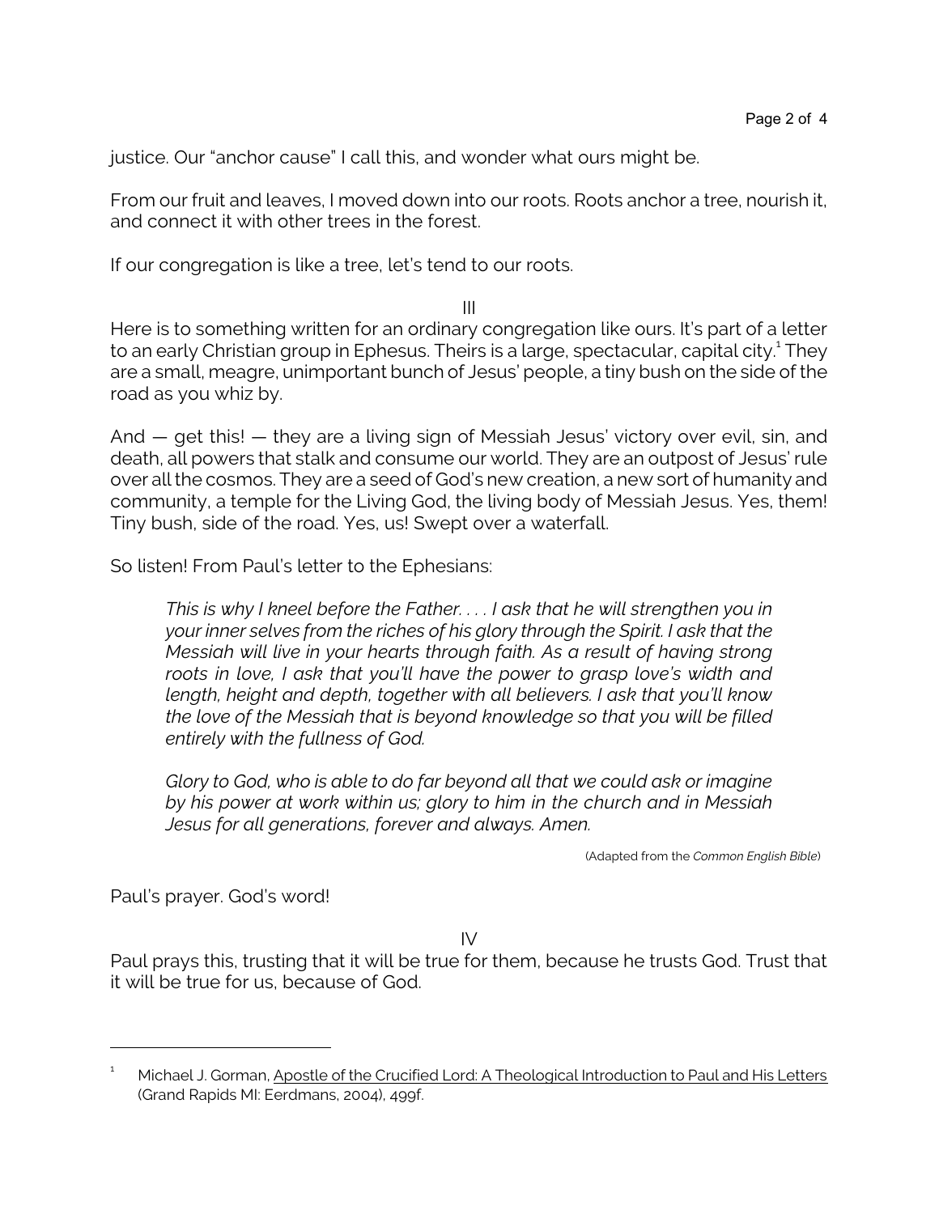justice. Our "anchor cause" I call this, and wonder what ours might be.

From our fruit and leaves, I moved down into our roots. Roots anchor a tree, nourish it, and connect it with other trees in the forest.

If our congregation is like a tree, let's tend to our roots.

III

Here is to something written for an ordinary congregation like ours. It's part of a letter to an early Christian group in Ephesus. Theirs is a large, spectacular, capital city.[1] They are a small, meagre, unimportant bunch of Jesus' people, a tiny bush on the side of the road as you whiz by.

And — get this! — they are a living sign of Messiah Jesus' victory over evil, sin, and death, all powers that stalk and consume our world. They are an outpost of Jesus' rule over all the cosmos. They are a seed of God's new creation, a new sort of humanity and community, a temple for the Living God, the living body of Messiah Jesus. Yes, them! Tiny bush, side of the road. Yes, us! Swept over a waterfall.

So listen! From Paul's letter to the Ephesians:

> *This is why I kneel before the Father. . . . I ask that he will strengthen you in your inner selves from the riches of his glory through the Spirit. I ask that the Messiah will live in your hearts through faith. As a result of having strong roots in love, I ask that you'll have the power to grasp love's width and length, height and depth, together with all believers. I ask that you'll know the love of the Messiah that is beyond knowledge so that you will be filled entirely with the fullness of God.*
>
> *Glory to God, who is able to do far beyond all that we could ask or imagine by his power at work within us; glory to him in the church and in Messiah Jesus for all generations, forever and always. Amen.*
>
> (Adapted from the *Common English Bible*)

Paul's prayer. God's word!

IV

Paul prays this, trusting that it will be true for them, because he trusts God. Trust that it will be true for us, because of God.

---

[1] Michael J. Gorman, Apostle of the Crucified Lord: A Theological Introduction to Paul and His Letters (Grand Rapids MI: Eerdmans, 2004), 499f.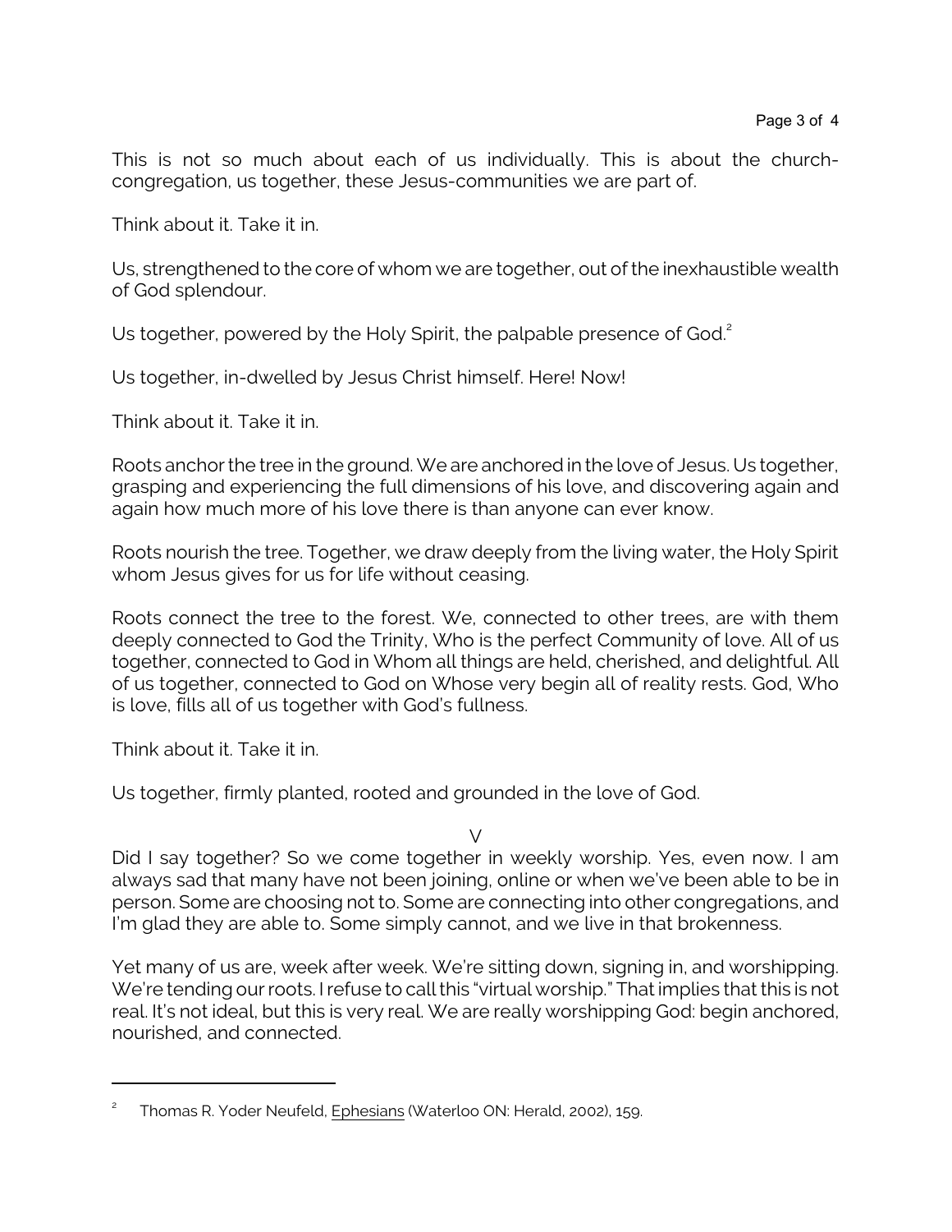This is not so much about each of us individually. This is about the church-congregation, us together, these Jesus-communities we are part of.

Think about it. Take it in.

Us, strengthened to the core of whom we are together, out of the inexhaustible wealth of God splendour.

Us together, powered by the Holy Spirit, the palpable presence of God.[2]

Us together, in-dwelled by Jesus Christ himself. Here! Now!

Think about it. Take it in.

Roots anchor the tree in the ground. We are anchored in the love of Jesus. Us together, grasping and experiencing the full dimensions of his love, and discovering again and again how much more of his love there is than anyone can ever know.

Roots nourish the tree. Together, we draw deeply from the living water, the Holy Spirit whom Jesus gives for us for life without ceasing.

Roots connect the tree to the forest. We, connected to other trees, are with them deeply connected to God the Trinity, Who is the perfect Community of love. All of us together, connected to God in Whom all things are held, cherished, and delightful. All of us together, connected to God on Whose very begin all of reality rests. God, Who is love, fills all of us together with God's fullness.

Think about it. Take it in.

Us together, firmly planted, rooted and grounded in the love of God.

V

Did I say together? So we come together in weekly worship. Yes, even now. I am always sad that many have not been joining, online or when we've been able to be in person. Some are choosing not to. Some are connecting into other congregations, and I'm glad they are able to. Some simply cannot, and we live in that brokenness.

Yet many of us are, week after week. We're sitting down, signing in, and worshipping. We're tending our roots. I refuse to call this "virtual worship." That implies that this is not real. It's not ideal, but this is very real. We are really worshipping God: begin anchored, nourished, and connected.

---

[2] Thomas R. Yoder Neufeld, Ephesians (Waterloo ON: Herald, 2002), 159.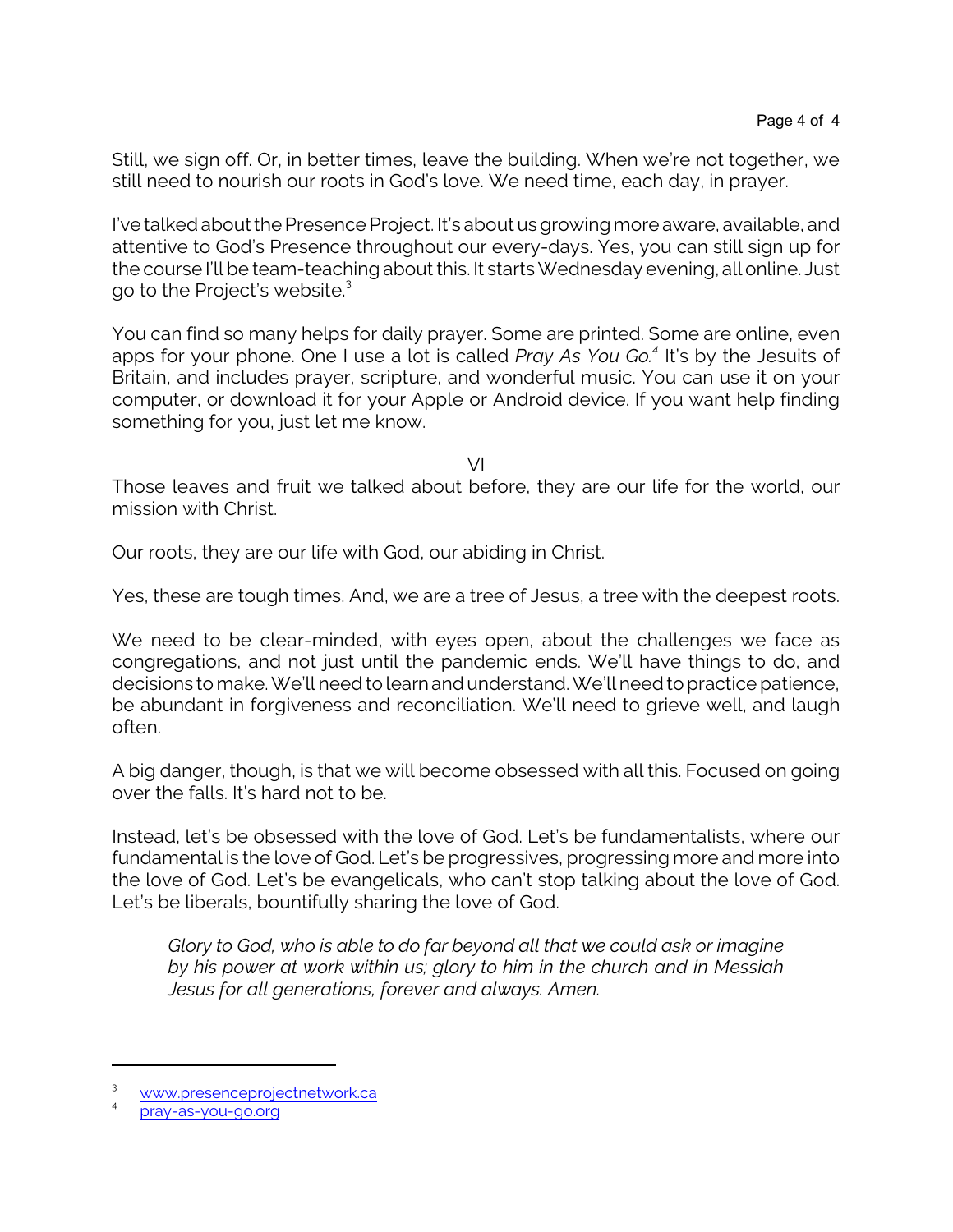Still, we sign off. Or, in better times, leave the building. When we're not together, we still need to nourish our roots in God's love. We need time, each day, in prayer.

I've talked about the Presence Project. It's about us growing more aware, available, and attentive to God's Presence throughout our every-days. Yes, you can still sign up for the course I'll be team-teaching about this. It starts Wednesday evening, all online. Just go to the Project's website.[3]

You can find so many helps for daily prayer. Some are printed. Some are online, even apps for your phone. One I use a lot is called *Pray As You Go.*[4] It's by the Jesuits of Britain, and includes prayer, scripture, and wonderful music. You can use it on your computer, or download it for your Apple or Android device. If you want help finding something for you, just let me know.

VI

Those leaves and fruit we talked about before, they are our life for the world, our mission with Christ.

Our roots, they are our life with God, our abiding in Christ.

Yes, these are tough times. And, we are a tree of Jesus, a tree with the deepest roots.

We need to be clear-minded, with eyes open, about the challenges we face as congregations, and not just until the pandemic ends. We'll have things to do, and decisions to make. We'll need to learn and understand. We'll need to practice patience, be abundant in forgiveness and reconciliation. We'll need to grieve well, and laugh often.

A big danger, though, is that we will become obsessed with all this. Focused on going over the falls. It's hard not to be.

Instead, let's be obsessed with the love of God. Let's be fundamentalists, where our fundamental is the love of God. Let's be progressives, progressing more and more into the love of God. Let's be evangelicals, who can't stop talking about the love of God. Let's be liberals, bountifully sharing the love of God.

> *Glory to God, who is able to do far beyond all that we could ask or imagine by his power at work within us; glory to him in the church and in Messiah Jesus for all generations, forever and always. Amen.*

---

[3] www.presenceprojectnetwork.ca

[4] pray-as-you-go.org